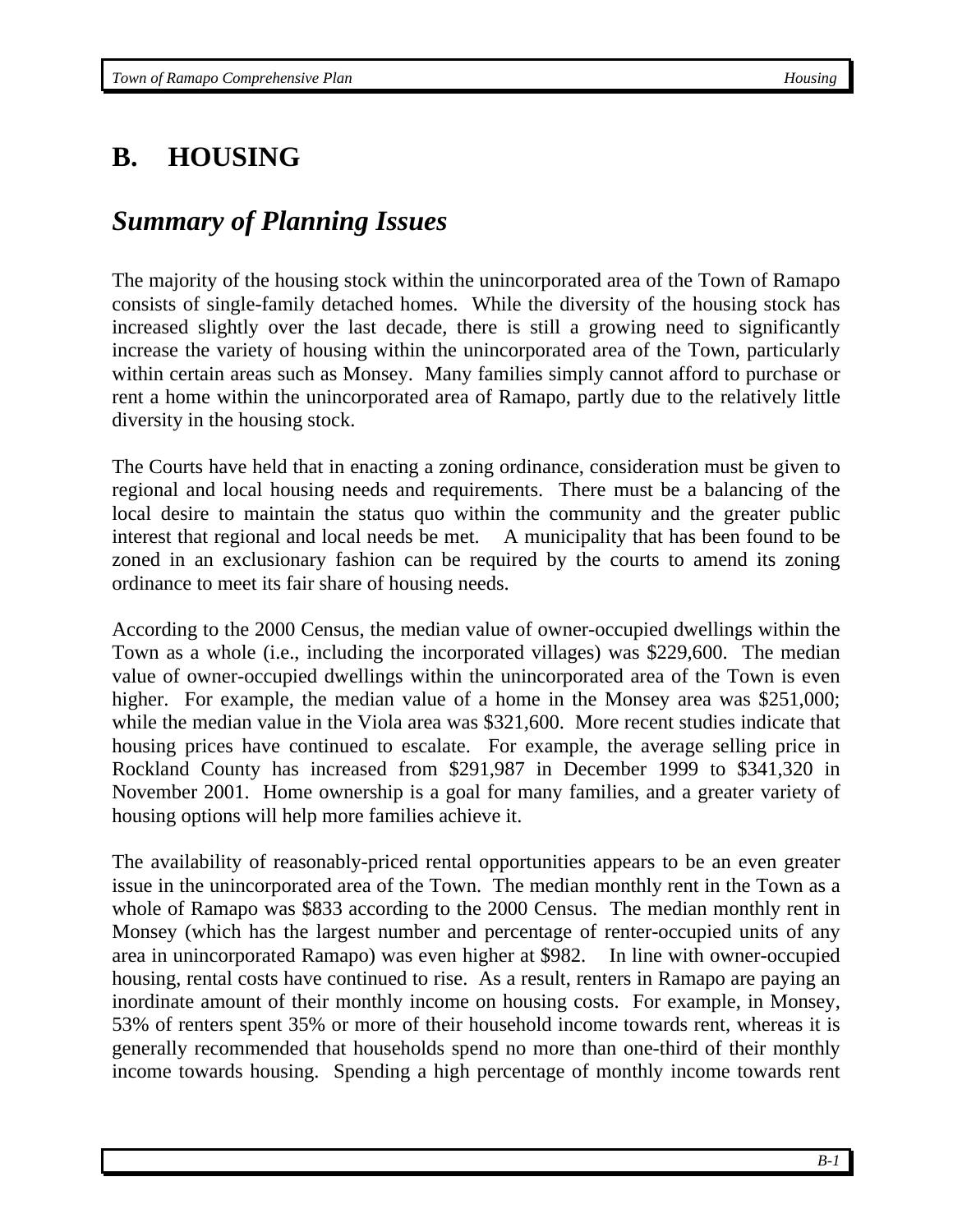# B. HOUSING

## *Summary of Planning Issues*

The majority of the housing stock within the unincorporated area of the Town of Ramapo consists of single-family detached homes. While the diversity of the housing stock has increased slightly over the last decade, there is still a growing need to significantly increase the variety of housing within the unincorporated area of the Town, particularly within certain areas such as Monsey. Many families simply cannot afford to purchase or rent a home within the unincorporated area of Ramapo, partly due to the relatively little diversity in the housing stock.

The Courts have held that in enacting a zoning ordinance, consideration must be given to regional and local housing needs and requirements. There must be a balancing of the local desire to maintain the status quo within the community and the greater public interest that regional and local needs be met. A municipality that has been found to be zoned in an exclusionary fashion can be required by the courts to amend its zoning ordinance to meet its fair share of housing needs.

According to the 2000 Census, the median value of owner-occupied dwellings within the Town as a whole (i.e., including the incorporated villages) was $229,600. The median value of owner-occupied dwellings within the unincorporated area of the Town is even higher. For example, the median value of a home in the Monsey area was $251,000; while the median value in the Viola area was $321,600. More recent studies indicate that housing prices have continued to escalate. For example, the average selling price in Rockland County has increased from $291,987 in December 1999 to $341,320 in November 2001. Home ownership is a goal for many families, and a greater variety of housing options will help more families achieve it.

The availability of reasonably-priced rental opportunities appears to be an even greater issue in the unincorporated area of the Town. The median monthly rent in the Town as a whole of Ramapo was $833 according to the 2000 Census. The median monthly rent in Monsey (which has the largest number and percentage of renter-occupied units of any area in unincorporated Ramapo) was even higher at $982. In line with owner-occupied housing, rental costs have continued to rise. As a result, renters in Ramapo are paying an inordinate amount of their monthly income on housing costs. For example, in Monsey, 53% of renters spent 35% or more of their household income towards rent, whereas it is generally recommended that households spend no more than one-third of their monthly income towards housing. Spending a high percentage of monthly income towards rent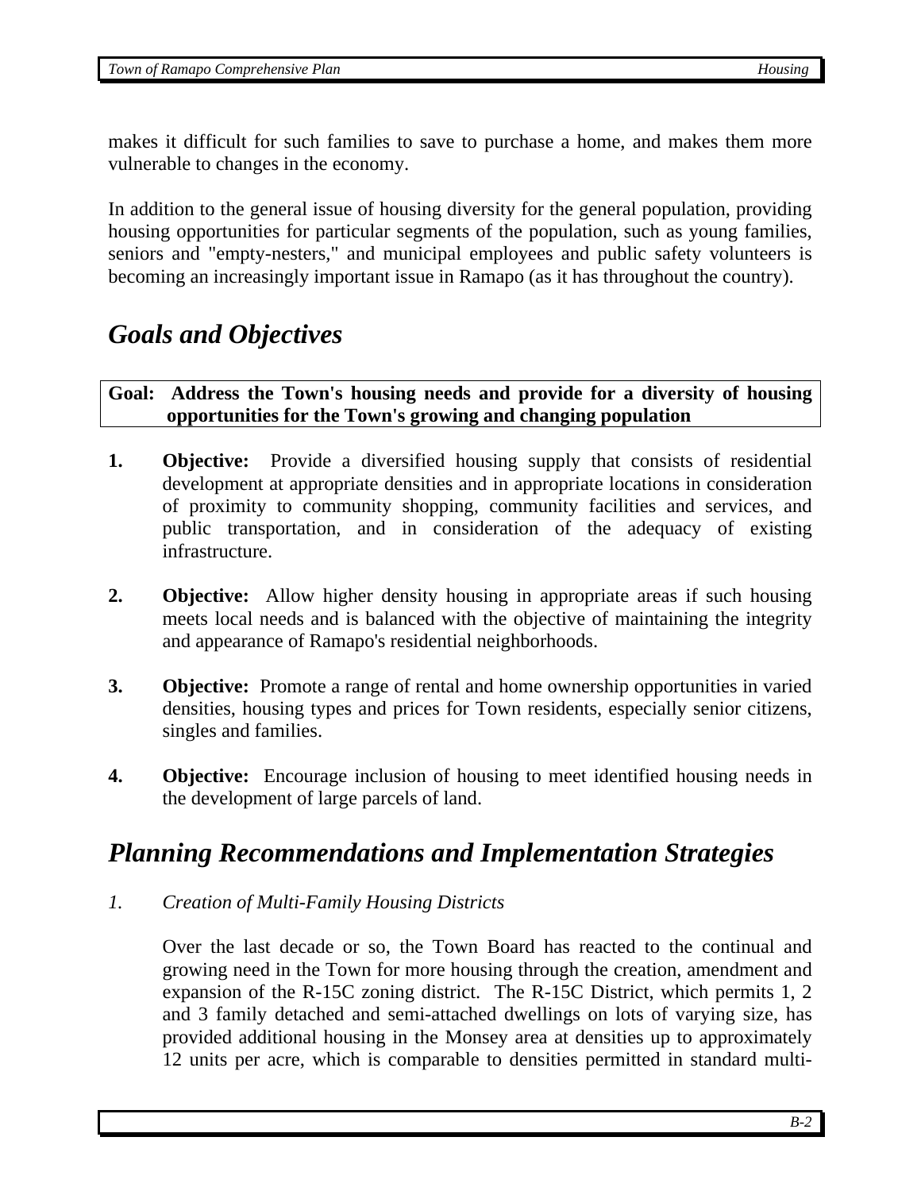makes it difficult for such families to save to purchase a home, and makes them more vulnerable to changes in the economy.

In addition to the general issue of housing diversity for the general population, providing housing opportunities for particular segments of the population, such as young families, seniors and "empty-nesters," and municipal employees and public safety volunteers is becoming an increasingly important issue in Ramapo (as it has throughout the country).

## *Goals and Objectives*

**Goal: Address the Town's housing needs and provide for a diversity of housing opportunities for the Town's growing and changing population**

1. **Objective:** Provide a diversified housing supply that consists of residential development at appropriate densities and in appropriate locations in consideration of proximity to community shopping, community facilities and services, and public transportation, and in consideration of the adequacy of existing infrastructure.

2. **Objective:** Allow higher density housing in appropriate areas if such housing meets local needs and is balanced with the objective of maintaining the integrity and appearance of Ramapo's residential neighborhoods.

3. **Objective:** Promote a range of rental and home ownership opportunities in varied densities, housing types and prices for Town residents, especially senior citizens, singles and families.

4. **Objective:** Encourage inclusion of housing to meet identified housing needs in the development of large parcels of land.

## *Planning Recommendations and Implementation Strategies*

*1. Creation of Multi-Family Housing Districts*

Over the last decade or so, the Town Board has reacted to the continual and growing need in the Town for more housing through the creation, amendment and expansion of the R-15C zoning district. The R-15C District, which permits 1, 2 and 3 family detached and semi-attached dwellings on lots of varying size, has provided additional housing in the Monsey area at densities up to approximately 12 units per acre, which is comparable to densities permitted in standard multi-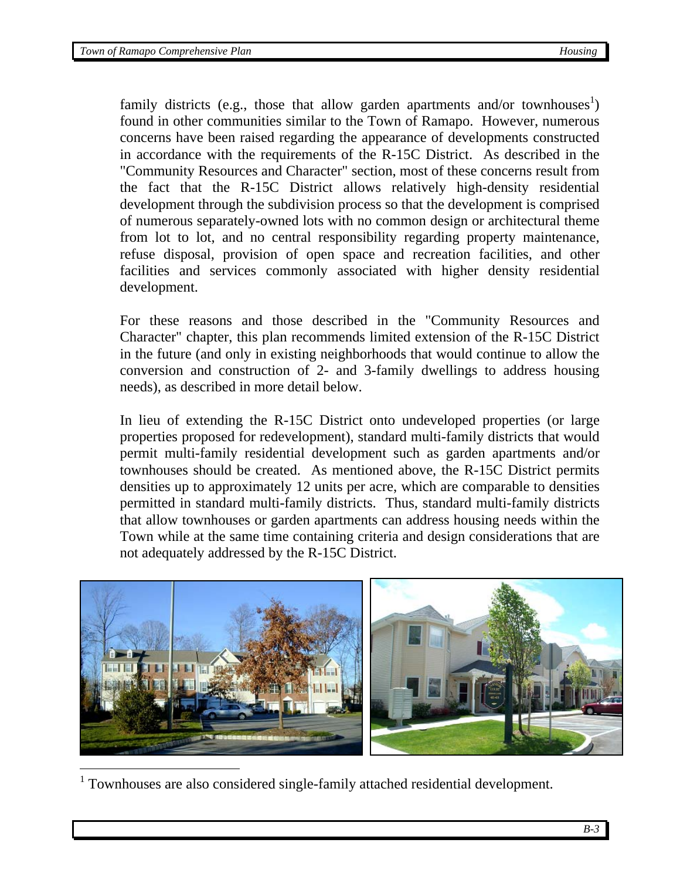family districts (e.g., those that allow garden apartments and/or townhouses[1]) found in other communities similar to the Town of Ramapo. However, numerous concerns have been raised regarding the appearance of developments constructed in accordance with the requirements of the R-15C District. As described in the "Community Resources and Character" section, most of these concerns result from the fact that the R-15C District allows relatively high-density residential development through the subdivision process so that the development is comprised of numerous separately-owned lots with no common design or architectural theme from lot to lot, and no central responsibility regarding property maintenance, refuse disposal, provision of open space and recreation facilities, and other facilities and services commonly associated with higher density residential development.

For these reasons and those described in the "Community Resources and Character" chapter, this plan recommends limited extension of the R-15C District in the future (and only in existing neighborhoods that would continue to allow the conversion and construction of 2- and 3-family dwellings to address housing needs), as described in more detail below.

In lieu of extending the R-15C District onto undeveloped properties (or large properties proposed for redevelopment), standard multi-family districts that would permit multi-family residential development such as garden apartments and/or townhouses should be created. As mentioned above, the R-15C District permits densities up to approximately 12 units per acre, which are comparable to densities permitted in standard multi-family districts. Thus, standard multi-family districts that allow townhouses or garden apartments can address housing needs within the Town while at the same time containing criteria and design considerations that are not adequately addressed by the R-15C District.

[1] Townhouses are also considered single-family attached residential development.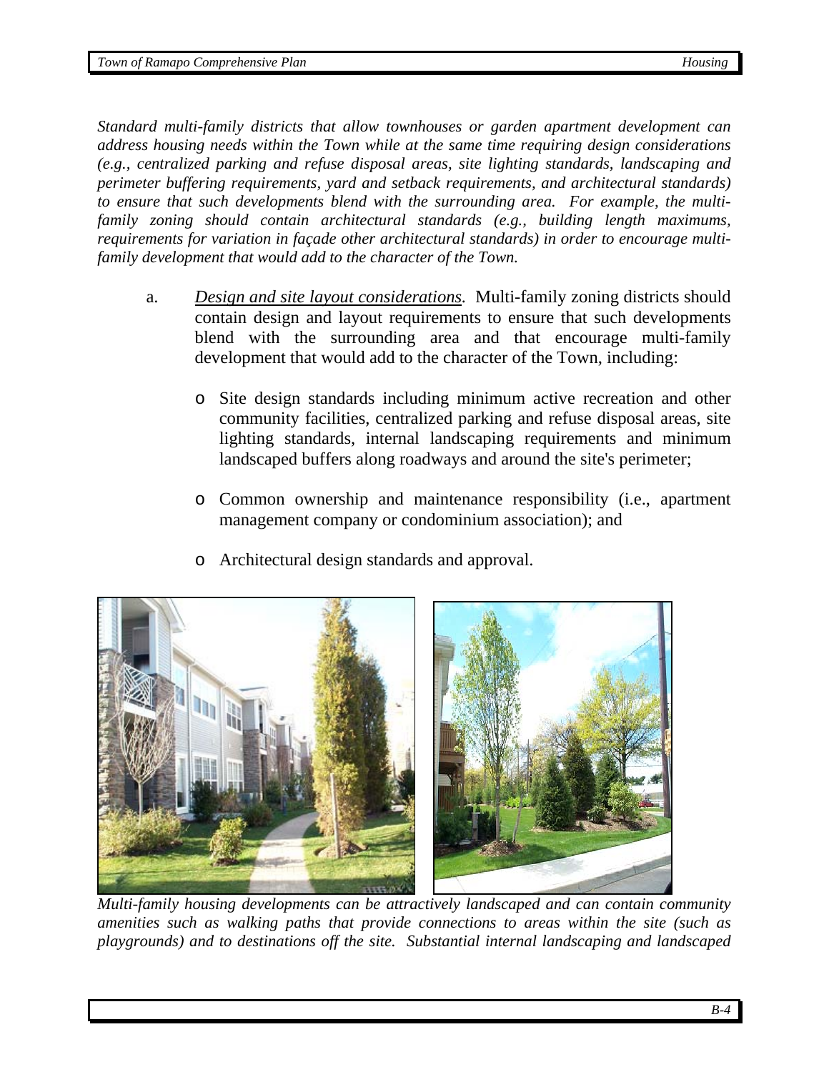*Standard multi-family districts that allow townhouses or garden apartment development can address housing needs within the Town while at the same time requiring design considerations (e.g., centralized parking and refuse disposal areas, site lighting standards, landscaping and perimeter buffering requirements, yard and setback requirements, and architectural standards) to ensure that such developments blend with the surrounding area. For example, the multi-family zoning should contain architectural standards (e.g., building length maximums, requirements for variation in façade other architectural standards) in order to encourage multi-family development that would add to the character of the Town.*

a. <u>*Design and site layout considerations*</u>. Multi-family zoning districts should contain design and layout requirements to ensure that such developments blend with the surrounding area and that encourage multi-family development that would add to the character of the Town, including:

- Site design standards including minimum active recreation and other community facilities, centralized parking and refuse disposal areas, site lighting standards, internal landscaping requirements and minimum landscaped buffers along roadways and around the site's perimeter;
- Common ownership and maintenance responsibility (i.e., apartment management company or condominium association); and
- Architectural design standards and approval.

*Multi-family housing developments can be attractively landscaped and can contain community amenities such as walking paths that provide connections to areas within the site (such as playgrounds) and to destinations off the site. Substantial internal landscaping and landscaped*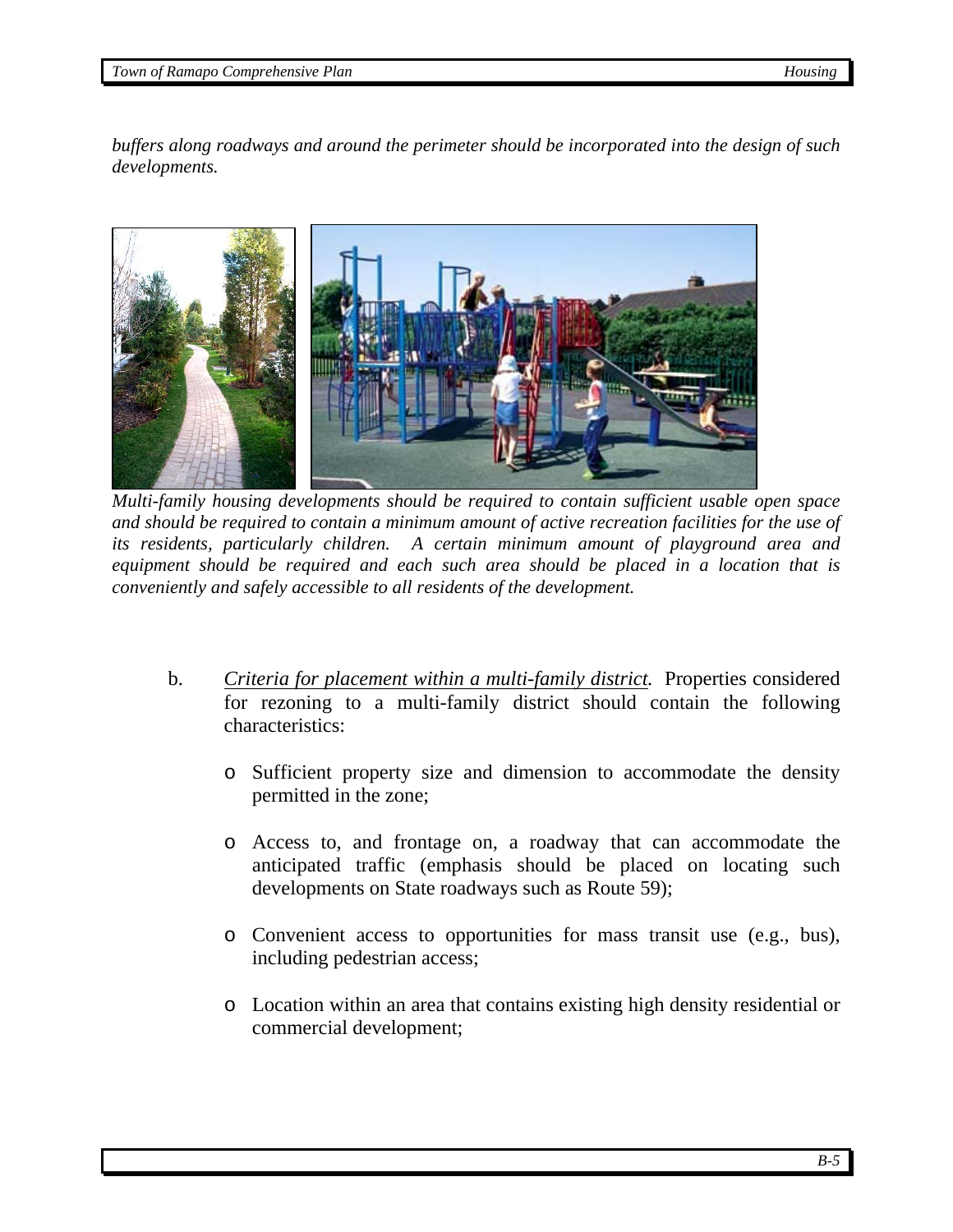*buffers along roadways and around the perimeter should be incorporated into the design of such developments.*

*Multi-family housing developments should be required to contain sufficient usable open space and should be required to contain a minimum amount of active recreation facilities for the use of its residents, particularly children. A certain minimum amount of playground area and equipment should be required and each such area should be placed in a location that is conveniently and safely accessible to all residents of the development.*

b. *Criteria for placement within a multi-family district.* Properties considered for rezoning to a multi-family district should contain the following characteristics:

- Sufficient property size and dimension to accommodate the density permitted in the zone;
- Access to, and frontage on, a roadway that can accommodate the anticipated traffic (emphasis should be placed on locating such developments on State roadways such as Route 59);
- Convenient access to opportunities for mass transit use (e.g., bus), including pedestrian access;
- Location within an area that contains existing high density residential or commercial development;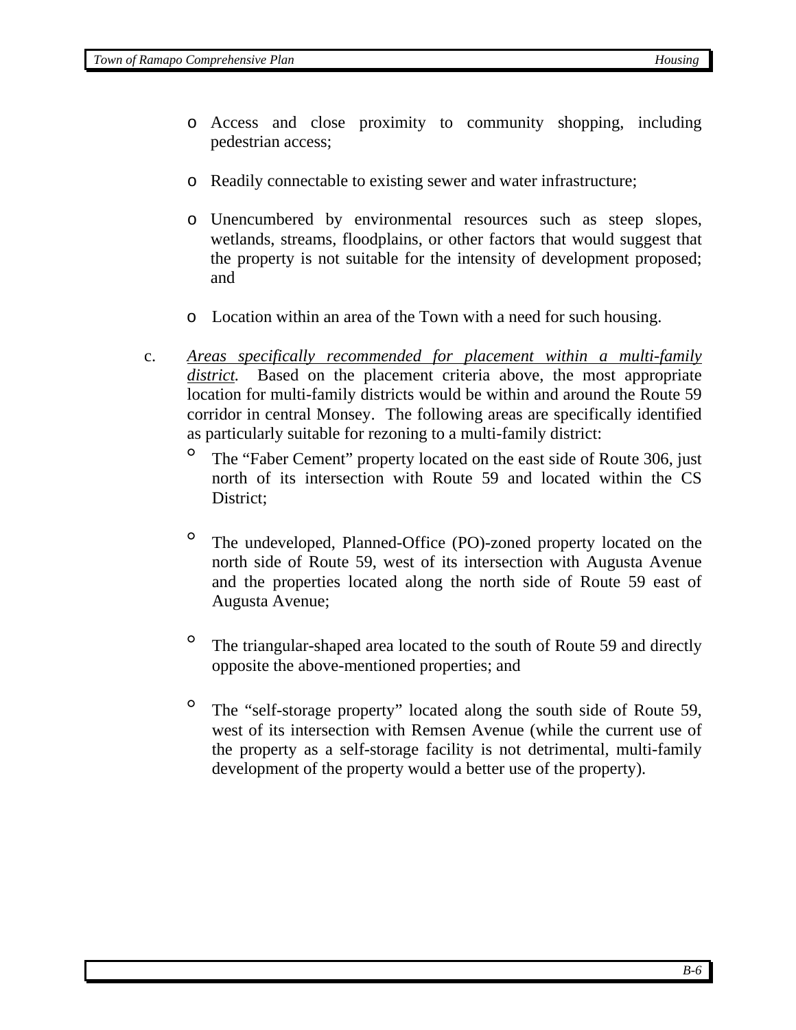- Access and close proximity to community shopping, including pedestrian access;

- Readily connectable to existing sewer and water infrastructure;

- Unencumbered by environmental resources such as steep slopes, wetlands, streams, floodplains, or other factors that would suggest that the property is not suitable for the intensity of development proposed; and

- Location within an area of the Town with a need for such housing.

c. *Areas specifically recommended for placement within a multi-family district.* Based on the placement criteria above, the most appropriate location for multi-family districts would be within and around the Route 59 corridor in central Monsey. The following areas are specifically identified as particularly suitable for rezoning to a multi-family district:

   - The "Faber Cement" property located on the east side of Route 306, just north of its intersection with Route 59 and located within the CS District;

   - The undeveloped, Planned-Office (PO)-zoned property located on the north side of Route 59, west of its intersection with Augusta Avenue and the properties located along the north side of Route 59 east of Augusta Avenue;

   - The triangular-shaped area located to the south of Route 59 and directly opposite the above-mentioned properties; and

   - The "self-storage property" located along the south side of Route 59, west of its intersection with Remsen Avenue (while the current use of the property as a self-storage facility is not detrimental, multi-family development of the property would a better use of the property).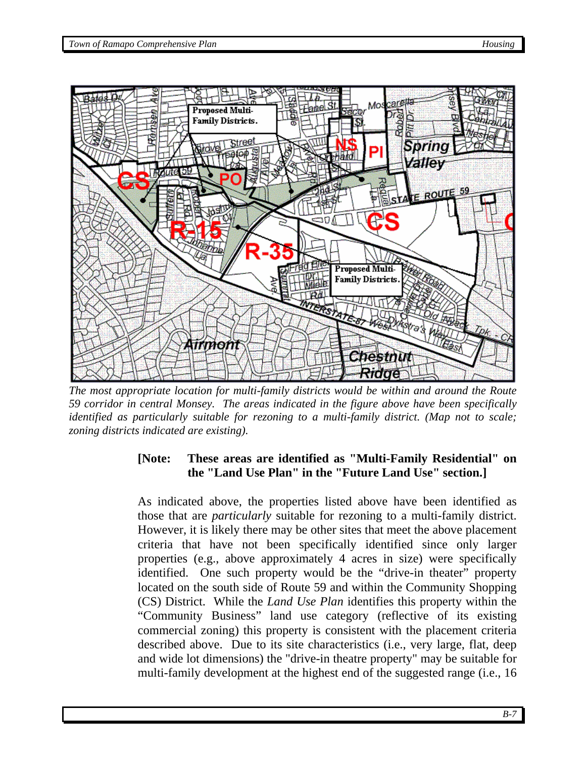*The most appropriate location for multi-family districts would be within and around the Route 59 corridor in central Monsey. The areas indicated in the figure above have been specifically identified as particularly suitable for rezoning to a multi-family district. (Map not to scale; zoning districts indicated are existing).*

**[Note: These areas are identified as "Multi-Family Residential" on the "Land Use Plan" in the "Future Land Use" section.]**

As indicated above, the properties listed above have been identified as those that are *particularly* suitable for rezoning to a multi-family district. However, it is likely there may be other sites that meet the above placement criteria that have not been specifically identified since only larger properties (e.g., above approximately 4 acres in size) were specifically identified. One such property would be the "drive-in theater" property located on the south side of Route 59 and within the Community Shopping (CS) District. While the *Land Use Plan* identifies this property within the "Community Business" land use category (reflective of its existing commercial zoning) this property is consistent with the placement criteria described above. Due to its site characteristics (i.e., very large, flat, deep and wide lot dimensions) the "drive-in theatre property" may be suitable for multi-family development at the highest end of the suggested range (i.e., 16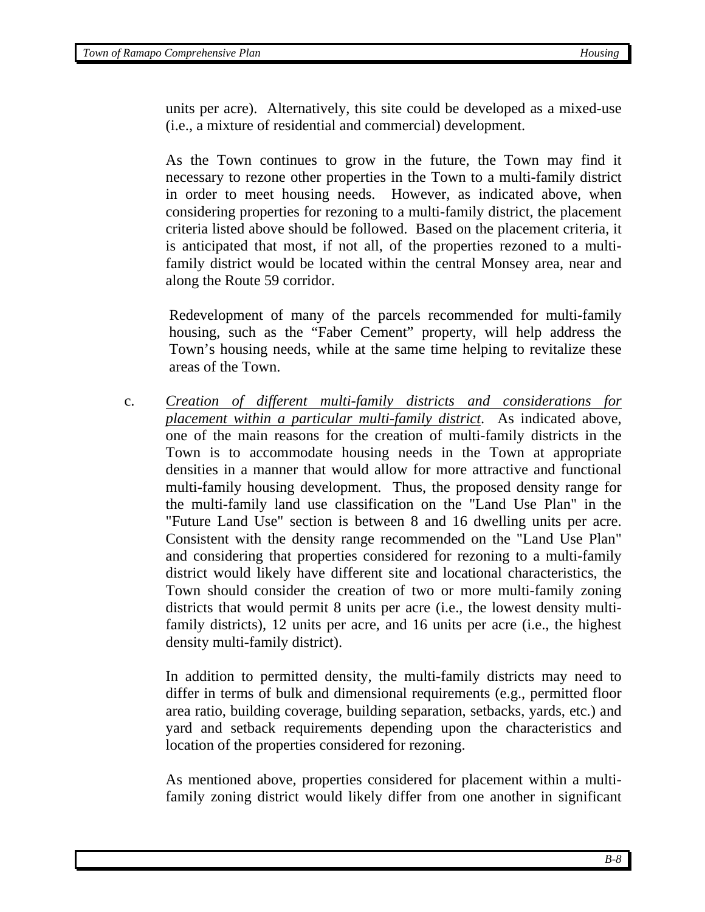units per acre). Alternatively, this site could be developed as a mixed-use (i.e., a mixture of residential and commercial) development.

As the Town continues to grow in the future, the Town may find it necessary to rezone other properties in the Town to a multi-family district in order to meet housing needs. However, as indicated above, when considering properties for rezoning to a multi-family district, the placement criteria listed above should be followed. Based on the placement criteria, it is anticipated that most, if not all, of the properties rezoned to a multi-family district would be located within the central Monsey area, near and along the Route 59 corridor.

Redevelopment of many of the parcels recommended for multi-family housing, such as the "Faber Cement" property, will help address the Town's housing needs, while at the same time helping to revitalize these areas of the Town.

c. *Creation of different multi-family districts and considerations for placement within a particular multi-family district*. As indicated above, one of the main reasons for the creation of multi-family districts in the Town is to accommodate housing needs in the Town at appropriate densities in a manner that would allow for more attractive and functional multi-family housing development. Thus, the proposed density range for the multi-family land use classification on the "Land Use Plan" in the "Future Land Use" section is between 8 and 16 dwelling units per acre. Consistent with the density range recommended on the "Land Use Plan" and considering that properties considered for rezoning to a multi-family district would likely have different site and locational characteristics, the Town should consider the creation of two or more multi-family zoning districts that would permit 8 units per acre (i.e., the lowest density multi-family districts), 12 units per acre, and 16 units per acre (i.e., the highest density multi-family district).

In addition to permitted density, the multi-family districts may need to differ in terms of bulk and dimensional requirements (e.g., permitted floor area ratio, building coverage, building separation, setbacks, yards, etc.) and yard and setback requirements depending upon the characteristics and location of the properties considered for rezoning.

As mentioned above, properties considered for placement within a multi-family zoning district would likely differ from one another in significant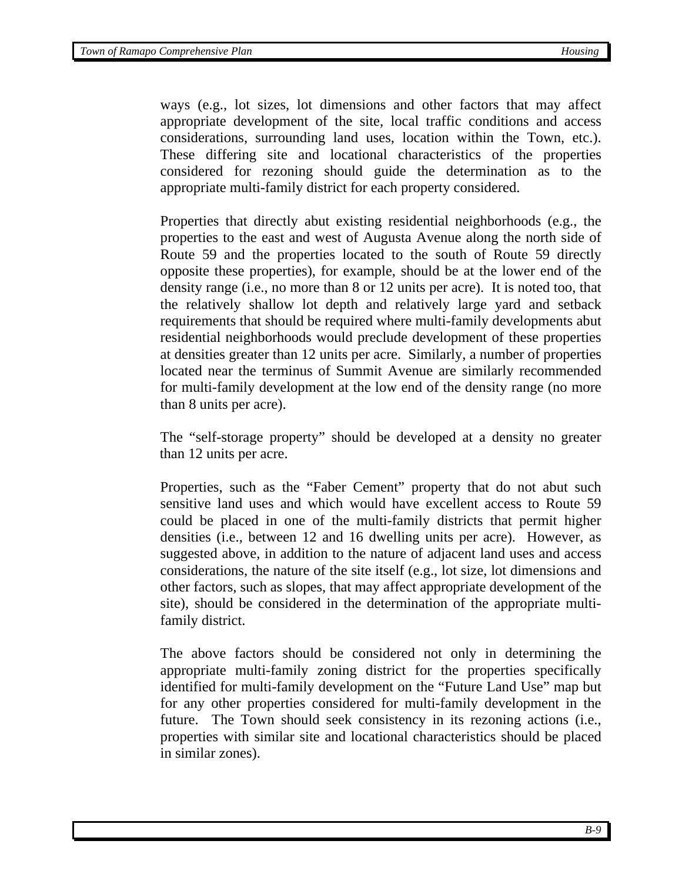ways (e.g., lot sizes, lot dimensions and other factors that may affect appropriate development of the site, local traffic conditions and access considerations, surrounding land uses, location within the Town, etc.). These differing site and locational characteristics of the properties considered for rezoning should guide the determination as to the appropriate multi-family district for each property considered.

Properties that directly abut existing residential neighborhoods (e.g., the properties to the east and west of Augusta Avenue along the north side of Route 59 and the properties located to the south of Route 59 directly opposite these properties), for example, should be at the lower end of the density range (i.e., no more than 8 or 12 units per acre). It is noted too, that the relatively shallow lot depth and relatively large yard and setback requirements that should be required where multi-family developments abut residential neighborhoods would preclude development of these properties at densities greater than 12 units per acre. Similarly, a number of properties located near the terminus of Summit Avenue are similarly recommended for multi-family development at the low end of the density range (no more than 8 units per acre).

The "self-storage property" should be developed at a density no greater than 12 units per acre.

Properties, such as the "Faber Cement" property that do not abut such sensitive land uses and which would have excellent access to Route 59 could be placed in one of the multi-family districts that permit higher densities (i.e., between 12 and 16 dwelling units per acre). However, as suggested above, in addition to the nature of adjacent land uses and access considerations, the nature of the site itself (e.g., lot size, lot dimensions and other factors, such as slopes, that may affect appropriate development of the site), should be considered in the determination of the appropriate multi-family district.

The above factors should be considered not only in determining the appropriate multi-family zoning district for the properties specifically identified for multi-family development on the "Future Land Use" map but for any other properties considered for multi-family development in the future. The Town should seek consistency in its rezoning actions (i.e., properties with similar site and locational characteristics should be placed in similar zones).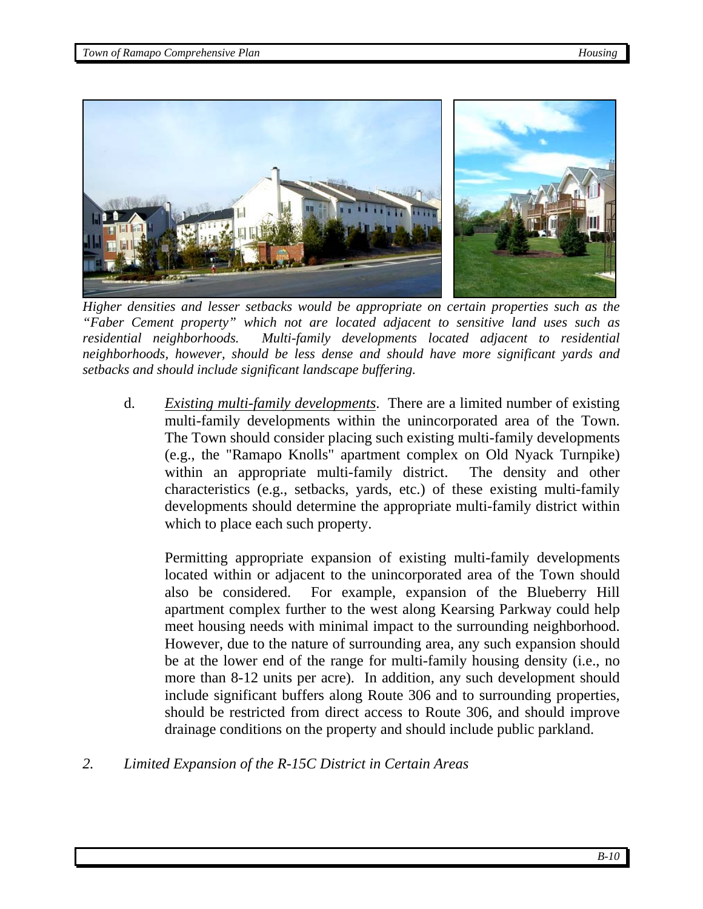*Higher densities and lesser setbacks would be appropriate on certain properties such as the "Faber Cement property" which not are located adjacent to sensitive land uses such as residential neighborhoods. Multi-family developments located adjacent to residential neighborhoods, however, should be less dense and should have more significant yards and setbacks and should include significant landscape buffering.*

d. *Existing multi-family developments*. There are a limited number of existing multi-family developments within the unincorporated area of the Town. The Town should consider placing such existing multi-family developments (e.g., the "Ramapo Knolls" apartment complex on Old Nyack Turnpike) within an appropriate multi-family district. The density and other characteristics (e.g., setbacks, yards, etc.) of these existing multi-family developments should determine the appropriate multi-family district within which to place each such property.

Permitting appropriate expansion of existing multi-family developments located within or adjacent to the unincorporated area of the Town should also be considered. For example, expansion of the Blueberry Hill apartment complex further to the west along Kearsing Parkway could help meet housing needs with minimal impact to the surrounding neighborhood. However, due to the nature of surrounding area, any such expansion should be at the lower end of the range for multi-family housing density (i.e., no more than 8-12 units per acre). In addition, any such development should include significant buffers along Route 306 and to surrounding properties, should be restricted from direct access to Route 306, and should improve drainage conditions on the property and should include public parkland.

*2. Limited Expansion of the R-15C District in Certain Areas*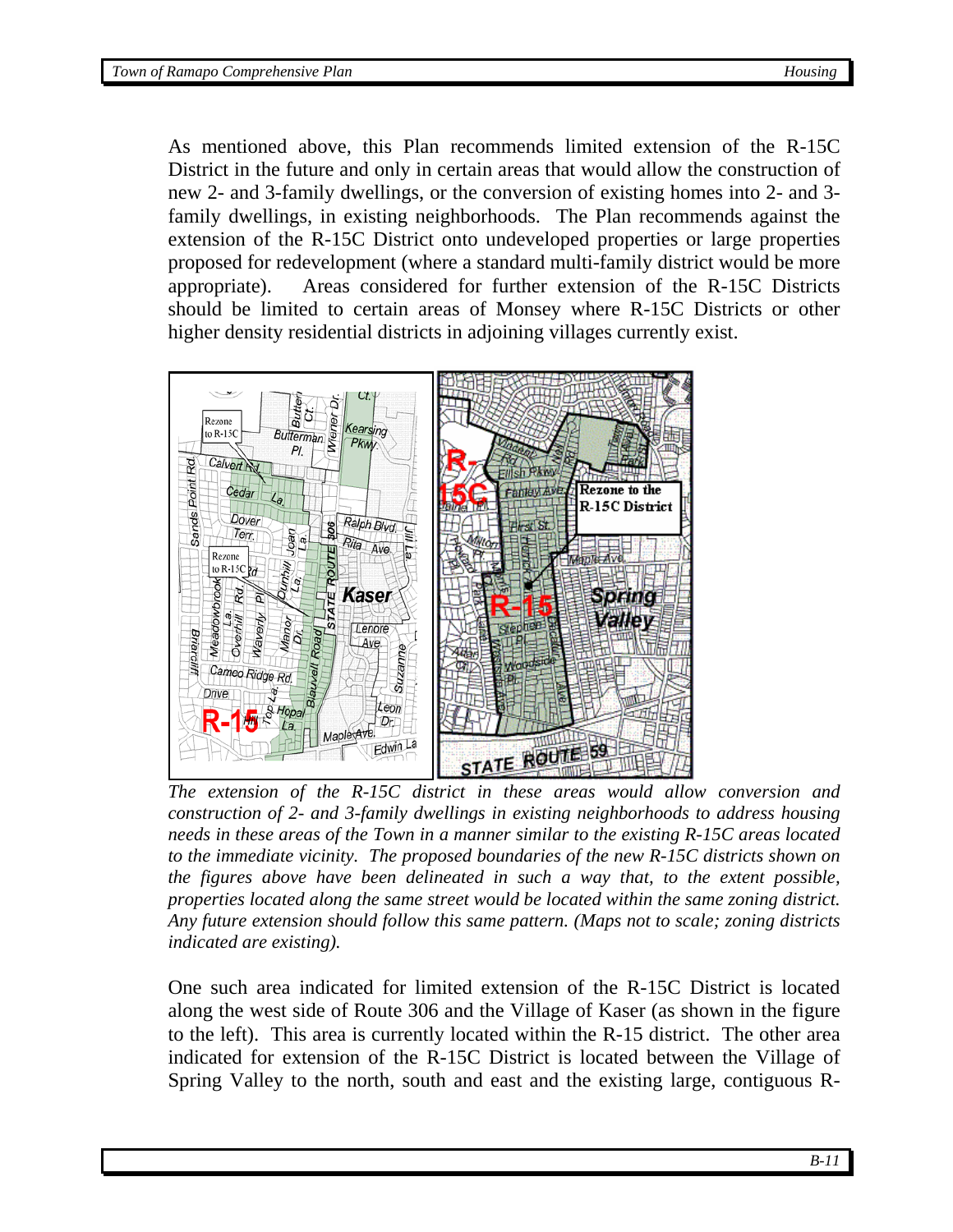As mentioned above, this Plan recommends limited extension of the R-15C District in the future and only in certain areas that would allow the construction of new 2- and 3-family dwellings, or the conversion of existing homes into 2- and 3-family dwellings, in existing neighborhoods. The Plan recommends against the extension of the R-15C District onto undeveloped properties or large properties proposed for redevelopment (where a standard multi-family district would be more appropriate). Areas considered for further extension of the R-15C Districts should be limited to certain areas of Monsey where R-15C Districts or other higher density residential districts in adjoining villages currently exist.

*The extension of the R-15C district in these areas would allow conversion and construction of 2- and 3-family dwellings in existing neighborhoods to address housing needs in these areas of the Town in a manner similar to the existing R-15C areas located to the immediate vicinity. The proposed boundaries of the new R-15C districts shown on the figures above have been delineated in such a way that, to the extent possible, properties located along the same street would be located within the same zoning district. Any future extension should follow this same pattern. (Maps not to scale; zoning districts indicated are existing).*

One such area indicated for limited extension of the R-15C District is located along the west side of Route 306 and the Village of Kaser (as shown in the figure to the left). This area is currently located within the R-15 district. The other area indicated for extension of the R-15C District is located between the Village of Spring Valley to the north, south and east and the existing large, contiguous R-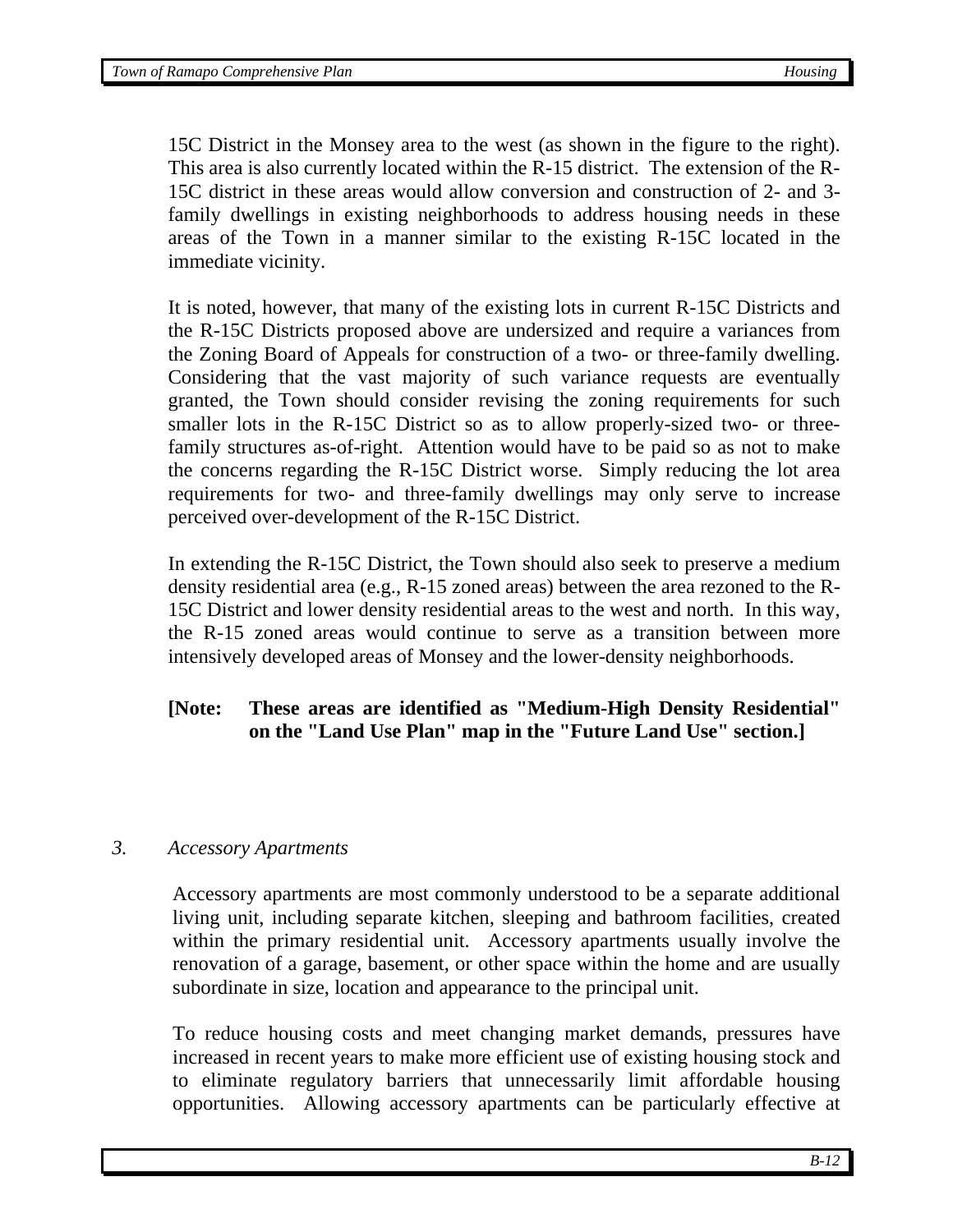15C District in the Monsey area to the west (as shown in the figure to the right). This area is also currently located within the R-15 district. The extension of the R-15C district in these areas would allow conversion and construction of 2- and 3-family dwellings in existing neighborhoods to address housing needs in these areas of the Town in a manner similar to the existing R-15C located in the immediate vicinity.

It is noted, however, that many of the existing lots in current R-15C Districts and the R-15C Districts proposed above are undersized and require a variances from the Zoning Board of Appeals for construction of a two- or three-family dwelling. Considering that the vast majority of such variance requests are eventually granted, the Town should consider revising the zoning requirements for such smaller lots in the R-15C District so as to allow properly-sized two- or three-family structures as-of-right. Attention would have to be paid so as not to make the concerns regarding the R-15C District worse. Simply reducing the lot area requirements for two- and three-family dwellings may only serve to increase perceived over-development of the R-15C District.

In extending the R-15C District, the Town should also seek to preserve a medium density residential area (e.g., R-15 zoned areas) between the area rezoned to the R-15C District and lower density residential areas to the west and north. In this way, the R-15 zoned areas would continue to serve as a transition between more intensively developed areas of Monsey and the lower-density neighborhoods.

**[Note: These areas are identified as "Medium-High Density Residential" on the "Land Use Plan" map in the "Future Land Use" section.]**

*3. Accessory Apartments*

Accessory apartments are most commonly understood to be a separate additional living unit, including separate kitchen, sleeping and bathroom facilities, created within the primary residential unit. Accessory apartments usually involve the renovation of a garage, basement, or other space within the home and are usually subordinate in size, location and appearance to the principal unit.

To reduce housing costs and meet changing market demands, pressures have increased in recent years to make more efficient use of existing housing stock and to eliminate regulatory barriers that unnecessarily limit affordable housing opportunities. Allowing accessory apartments can be particularly effective at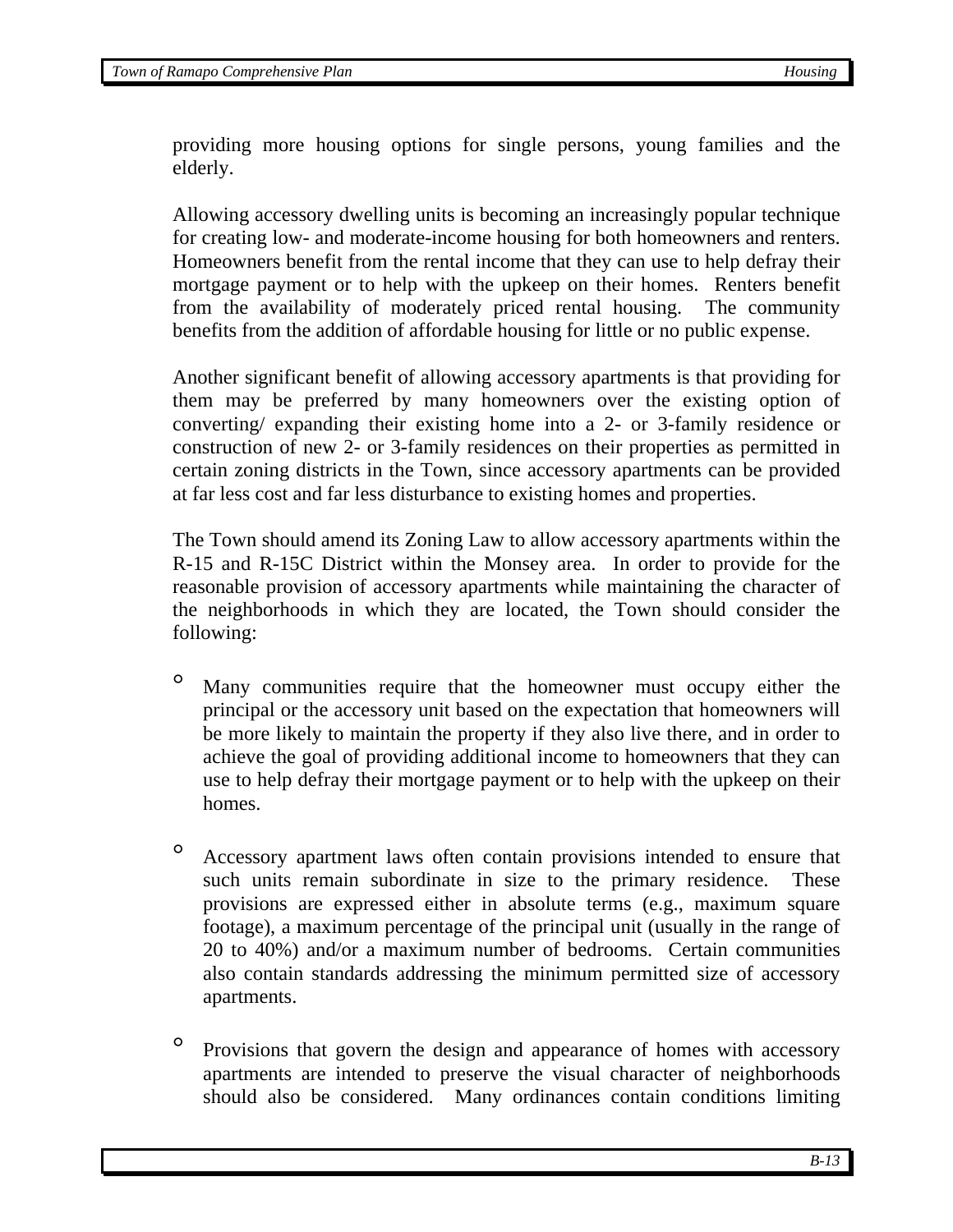providing more housing options for single persons, young families and the elderly.

Allowing accessory dwelling units is becoming an increasingly popular technique for creating low- and moderate-income housing for both homeowners and renters. Homeowners benefit from the rental income that they can use to help defray their mortgage payment or to help with the upkeep on their homes. Renters benefit from the availability of moderately priced rental housing. The community benefits from the addition of affordable housing for little or no public expense.

Another significant benefit of allowing accessory apartments is that providing for them may be preferred by many homeowners over the existing option of converting/ expanding their existing home into a 2- or 3-family residence or construction of new 2- or 3-family residences on their properties as permitted in certain zoning districts in the Town, since accessory apartments can be provided at far less cost and far less disturbance to existing homes and properties.

The Town should amend its Zoning Law to allow accessory apartments within the R-15 and R-15C District within the Monsey area. In order to provide for the reasonable provision of accessory apartments while maintaining the character of the neighborhoods in which they are located, the Town should consider the following:

- Many communities require that the homeowner must occupy either the principal or the accessory unit based on the expectation that homeowners will be more likely to maintain the property if they also live there, and in order to achieve the goal of providing additional income to homeowners that they can use to help defray their mortgage payment or to help with the upkeep on their homes.

- Accessory apartment laws often contain provisions intended to ensure that such units remain subordinate in size to the primary residence. These provisions are expressed either in absolute terms (e.g., maximum square footage), a maximum percentage of the principal unit (usually in the range of 20 to 40%) and/or a maximum number of bedrooms. Certain communities also contain standards addressing the minimum permitted size of accessory apartments.

- Provisions that govern the design and appearance of homes with accessory apartments are intended to preserve the visual character of neighborhoods should also be considered. Many ordinances contain conditions limiting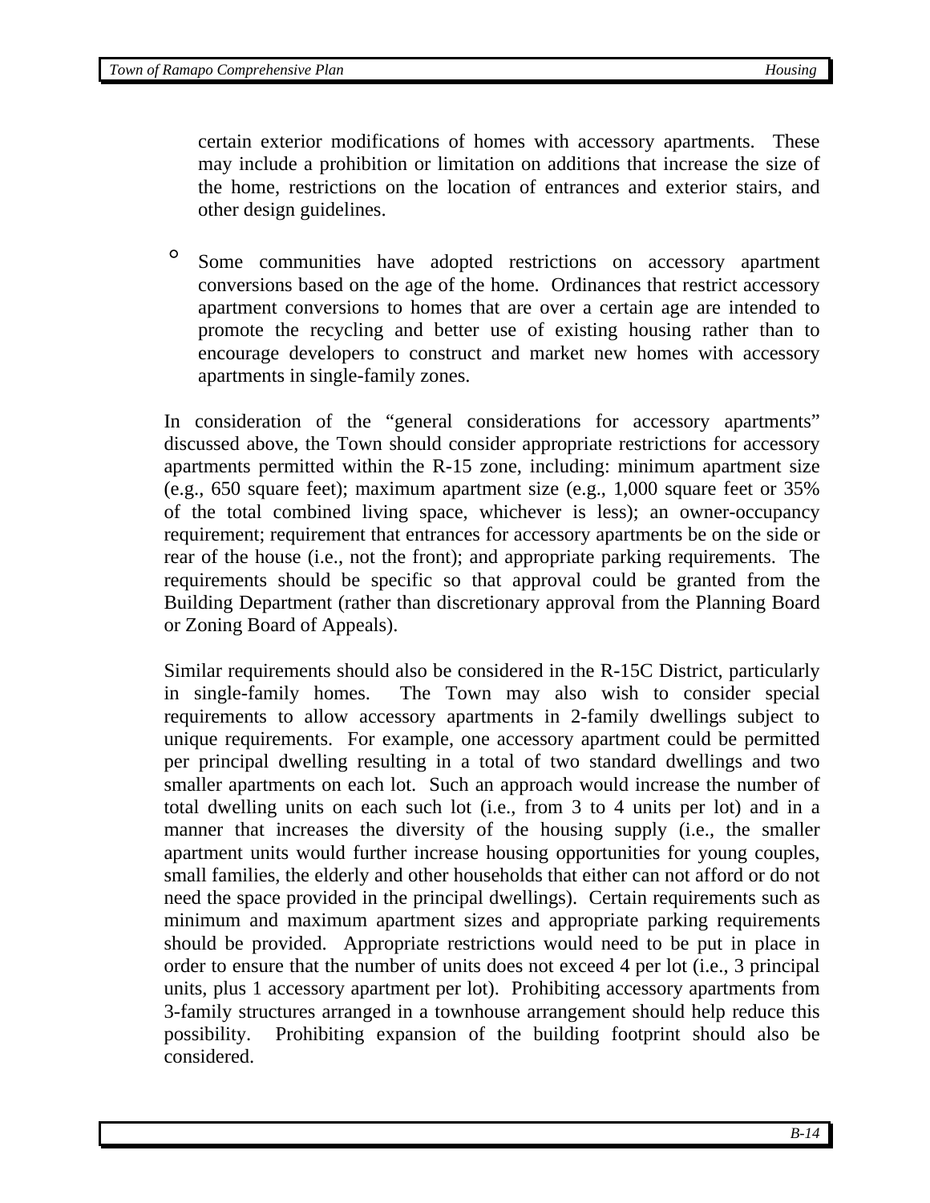certain exterior modifications of homes with accessory apartments. These may include a prohibition or limitation on additions that increase the size of the home, restrictions on the location of entrances and exterior stairs, and other design guidelines.

- Some communities have adopted restrictions on accessory apartment conversions based on the age of the home. Ordinances that restrict accessory apartment conversions to homes that are over a certain age are intended to promote the recycling and better use of existing housing rather than to encourage developers to construct and market new homes with accessory apartments in single-family zones.

In consideration of the "general considerations for accessory apartments" discussed above, the Town should consider appropriate restrictions for accessory apartments permitted within the R-15 zone, including: minimum apartment size (e.g., 650 square feet); maximum apartment size (e.g., 1,000 square feet or 35% of the total combined living space, whichever is less); an owner-occupancy requirement; requirement that entrances for accessory apartments be on the side or rear of the house (i.e., not the front); and appropriate parking requirements. The requirements should be specific so that approval could be granted from the Building Department (rather than discretionary approval from the Planning Board or Zoning Board of Appeals).

Similar requirements should also be considered in the R-15C District, particularly in single-family homes. The Town may also wish to consider special requirements to allow accessory apartments in 2-family dwellings subject to unique requirements. For example, one accessory apartment could be permitted per principal dwelling resulting in a total of two standard dwellings and two smaller apartments on each lot. Such an approach would increase the number of total dwelling units on each such lot (i.e., from 3 to 4 units per lot) and in a manner that increases the diversity of the housing supply (i.e., the smaller apartment units would further increase housing opportunities for young couples, small families, the elderly and other households that either can not afford or do not need the space provided in the principal dwellings). Certain requirements such as minimum and maximum apartment sizes and appropriate parking requirements should be provided. Appropriate restrictions would need to be put in place in order to ensure that the number of units does not exceed 4 per lot (i.e., 3 principal units, plus 1 accessory apartment per lot). Prohibiting accessory apartments from 3-family structures arranged in a townhouse arrangement should help reduce this possibility. Prohibiting expansion of the building footprint should also be considered.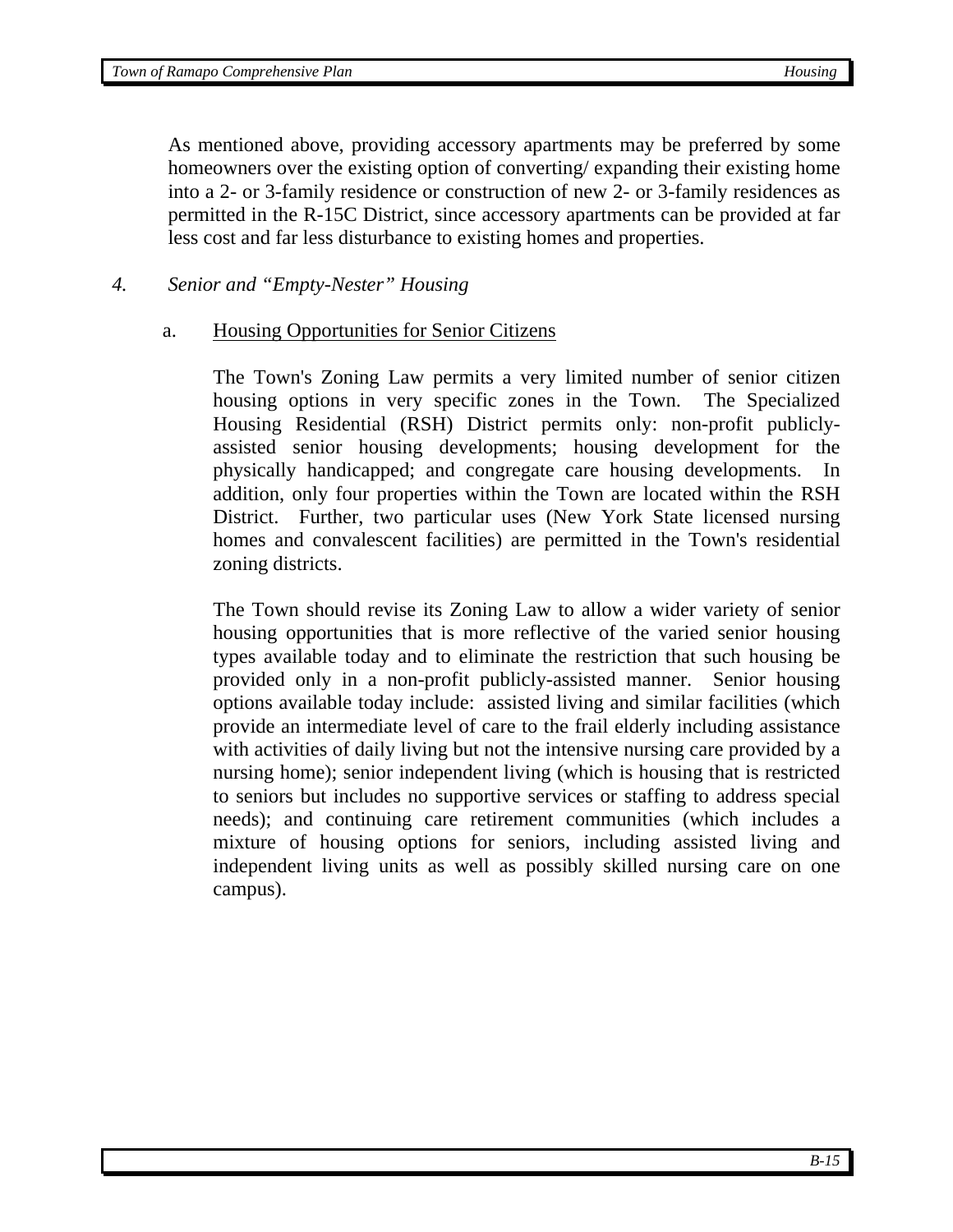As mentioned above, providing accessory apartments may be preferred by some homeowners over the existing option of converting/ expanding their existing home into a 2- or 3-family residence or construction of new 2- or 3-family residences as permitted in the R-15C District, since accessory apartments can be provided at far less cost and far less disturbance to existing homes and properties.

### *4. Senior and "Empty-Nester" Housing*

#### a. <u>Housing Opportunities for Senior Citizens</u>

The Town's Zoning Law permits a very limited number of senior citizen housing options in very specific zones in the Town. The Specialized Housing Residential (RSH) District permits only: non-profit publicly-assisted senior housing developments; housing development for the physically handicapped; and congregate care housing developments. In addition, only four properties within the Town are located within the RSH District. Further, two particular uses (New York State licensed nursing homes and convalescent facilities) are permitted in the Town's residential zoning districts.

The Town should revise its Zoning Law to allow a wider variety of senior housing opportunities that is more reflective of the varied senior housing types available today and to eliminate the restriction that such housing be provided only in a non-profit publicly-assisted manner. Senior housing options available today include: assisted living and similar facilities (which provide an intermediate level of care to the frail elderly including assistance with activities of daily living but not the intensive nursing care provided by a nursing home); senior independent living (which is housing that is restricted to seniors but includes no supportive services or staffing to address special needs); and continuing care retirement communities (which includes a mixture of housing options for seniors, including assisted living and independent living units as well as possibly skilled nursing care on one campus).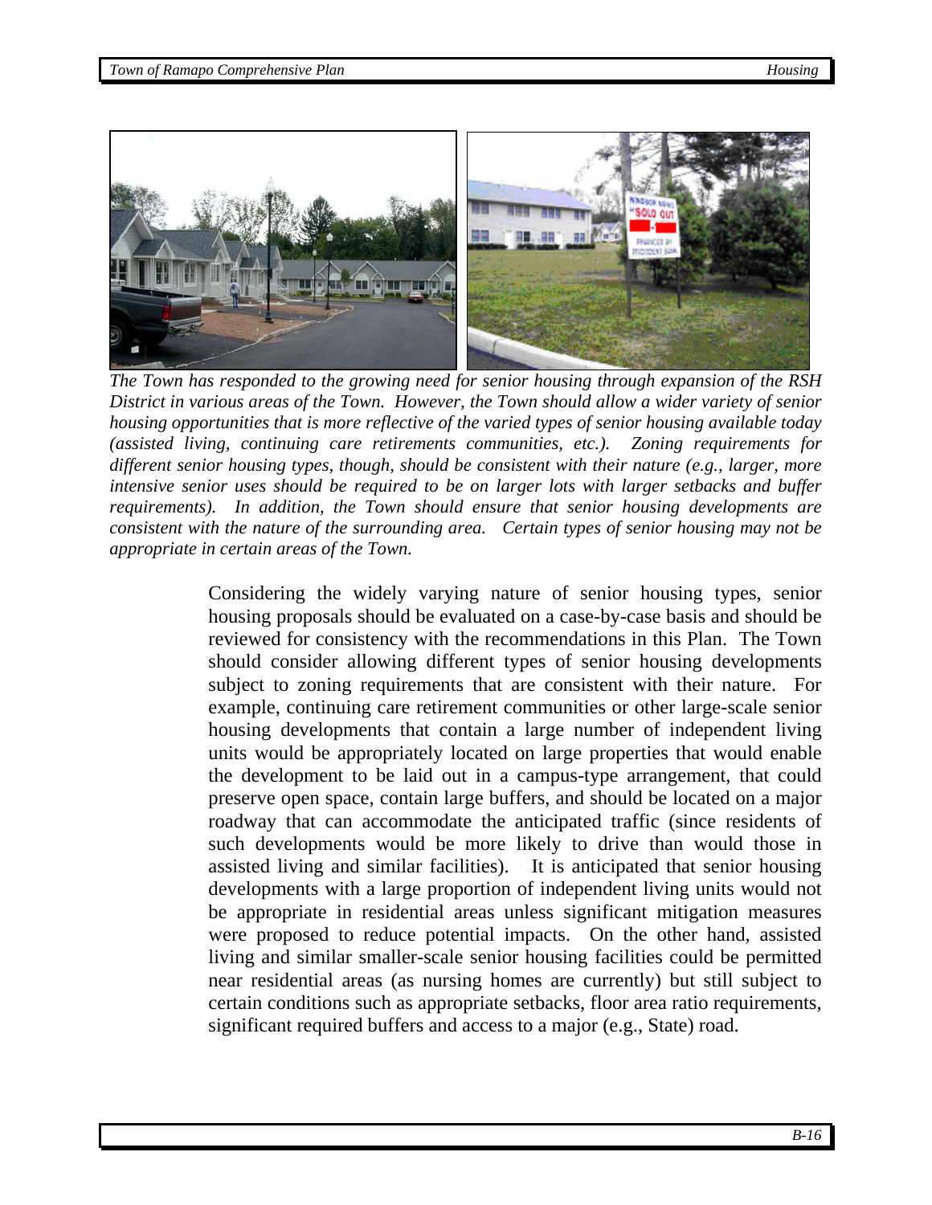*The Town has responded to the growing need for senior housing through expansion of the RSH District in various areas of the Town. However, the Town should allow a wider variety of senior housing opportunities that is more reflective of the varied types of senior housing available today (assisted living, continuing care retirements communities, etc.). Zoning requirements for different senior housing types, though, should be consistent with their nature (e.g., larger, more intensive senior uses should be required to be on larger lots with larger setbacks and buffer requirements). In addition, the Town should ensure that senior housing developments are consistent with the nature of the surrounding area. Certain types of senior housing may not be appropriate in certain areas of the Town.*

Considering the widely varying nature of senior housing types, senior housing proposals should be evaluated on a case-by-case basis and should be reviewed for consistency with the recommendations in this Plan. The Town should consider allowing different types of senior housing developments subject to zoning requirements that are consistent with their nature. For example, continuing care retirement communities or other large-scale senior housing developments that contain a large number of independent living units would be appropriately located on large properties that would enable the development to be laid out in a campus-type arrangement, that could preserve open space, contain large buffers, and should be located on a major roadway that can accommodate the anticipated traffic (since residents of such developments would be more likely to drive than would those in assisted living and similar facilities). It is anticipated that senior housing developments with a large proportion of independent living units would not be appropriate in residential areas unless significant mitigation measures were proposed to reduce potential impacts. On the other hand, assisted living and similar smaller-scale senior housing facilities could be permitted near residential areas (as nursing homes are currently) but still subject to certain conditions such as appropriate setbacks, floor area ratio requirements, significant required buffers and access to a major (e.g., State) road.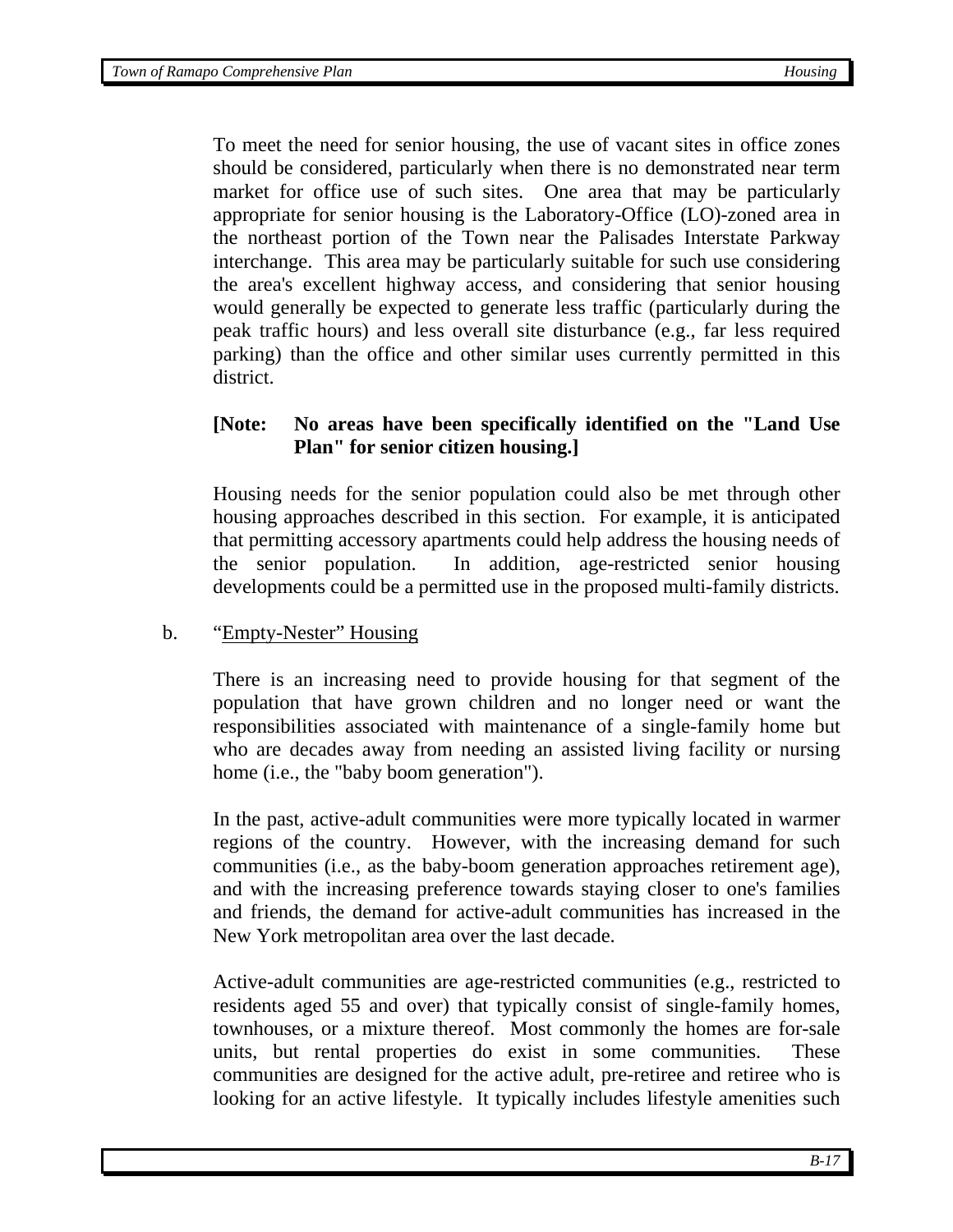To meet the need for senior housing, the use of vacant sites in office zones should be considered, particularly when there is no demonstrated near term market for office use of such sites. One area that may be particularly appropriate for senior housing is the Laboratory-Office (LO)-zoned area in the northeast portion of the Town near the Palisades Interstate Parkway interchange. This area may be particularly suitable for such use considering the area's excellent highway access, and considering that senior housing would generally be expected to generate less traffic (particularly during the peak traffic hours) and less overall site disturbance (e.g., far less required parking) than the office and other similar uses currently permitted in this district.

**[Note: No areas have been specifically identified on the "Land Use Plan" for senior citizen housing.]**

Housing needs for the senior population could also be met through other housing approaches described in this section. For example, it is anticipated that permitting accessory apartments could help address the housing needs of the senior population. In addition, age-restricted senior housing developments could be a permitted use in the proposed multi-family districts.

b. “Empty-Nester” Housing

There is an increasing need to provide housing for that segment of the population that have grown children and no longer need or want the responsibilities associated with maintenance of a single-family home but who are decades away from needing an assisted living facility or nursing home (i.e., the "baby boom generation").

In the past, active-adult communities were more typically located in warmer regions of the country. However, with the increasing demand for such communities (i.e., as the baby-boom generation approaches retirement age), and with the increasing preference towards staying closer to one's families and friends, the demand for active-adult communities has increased in the New York metropolitan area over the last decade.

Active-adult communities are age-restricted communities (e.g., restricted to residents aged 55 and over) that typically consist of single-family homes, townhouses, or a mixture thereof. Most commonly the homes are for-sale units, but rental properties do exist in some communities. These communities are designed for the active adult, pre-retiree and retiree who is looking for an active lifestyle. It typically includes lifestyle amenities such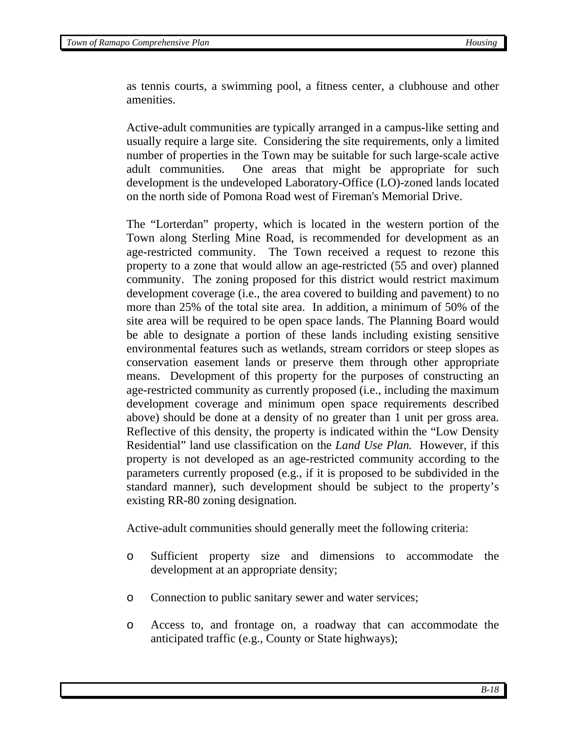as tennis courts, a swimming pool, a fitness center, a clubhouse and other amenities.

Active-adult communities are typically arranged in a campus-like setting and usually require a large site. Considering the site requirements, only a limited number of properties in the Town may be suitable for such large-scale active adult communities. One areas that might be appropriate for such development is the undeveloped Laboratory-Office (LO)-zoned lands located on the north side of Pomona Road west of Fireman's Memorial Drive.

The "Lorterdan" property, which is located in the western portion of the Town along Sterling Mine Road, is recommended for development as an age-restricted community. The Town received a request to rezone this property to a zone that would allow an age-restricted (55 and over) planned community. The zoning proposed for this district would restrict maximum development coverage (i.e., the area covered to building and pavement) to no more than 25% of the total site area. In addition, a minimum of 50% of the site area will be required to be open space lands. The Planning Board would be able to designate a portion of these lands including existing sensitive environmental features such as wetlands, stream corridors or steep slopes as conservation easement lands or preserve them through other appropriate means. Development of this property for the purposes of constructing an age-restricted community as currently proposed (i.e., including the maximum development coverage and minimum open space requirements described above) should be done at a density of no greater than 1 unit per gross area. Reflective of this density, the property is indicated within the "Low Density Residential" land use classification on the *Land Use Plan.* However, if this property is not developed as an age-restricted community according to the parameters currently proposed (e.g., if it is proposed to be subdivided in the standard manner), such development should be subject to the property's existing RR-80 zoning designation.

Active-adult communities should generally meet the following criteria:

- Sufficient property size and dimensions to accommodate the development at an appropriate density;
- Connection to public sanitary sewer and water services;
- Access to, and frontage on, a roadway that can accommodate the anticipated traffic (e.g., County or State highways);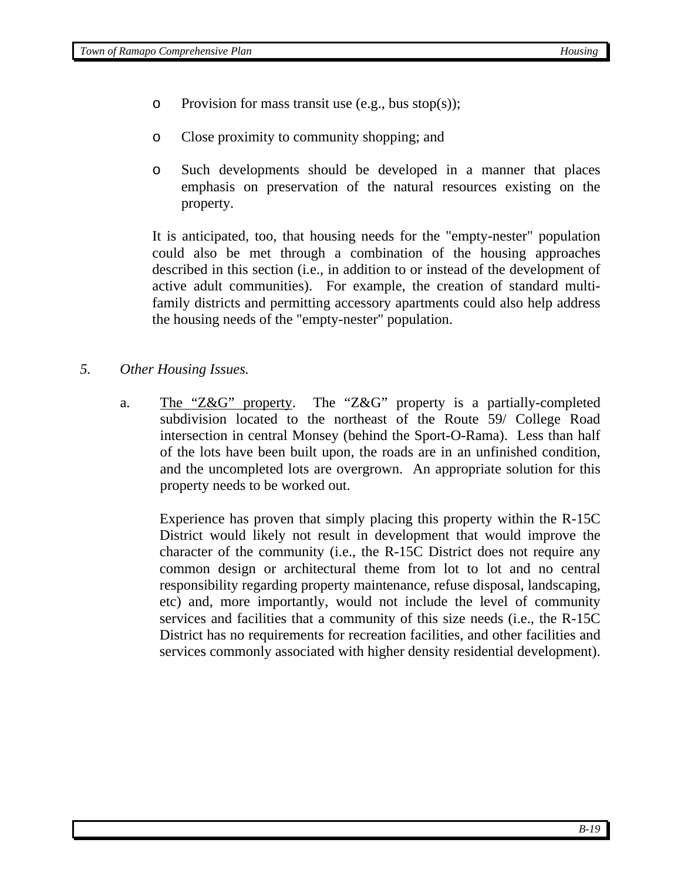- Provision for mass transit use (e.g., bus stop(s));

- Close proximity to community shopping; and

- Such developments should be developed in a manner that places emphasis on preservation of the natural resources existing on the property.

It is anticipated, too, that housing needs for the "empty-nester" population could also be met through a combination of the housing approaches described in this section (i.e., in addition to or instead of the development of active adult communities). For example, the creation of standard multi-family districts and permitting accessory apartments could also help address the housing needs of the "empty-nester" population.

## *5. Other Housing Issues.*

a. The “Z&G” property. The “Z&G” property is a partially-completed subdivision located to the northeast of the Route 59/ College Road intersection in central Monsey (behind the Sport-O-Rama). Less than half of the lots have been built upon, the roads are in an unfinished condition, and the uncompleted lots are overgrown. An appropriate solution for this property needs to be worked out.

Experience has proven that simply placing this property within the R-15C District would likely not result in development that would improve the character of the community (i.e., the R-15C District does not require any common design or architectural theme from lot to lot and no central responsibility regarding property maintenance, refuse disposal, landscaping, etc) and, more importantly, would not include the level of community services and facilities that a community of this size needs (i.e., the R-15C District has no requirements for recreation facilities, and other facilities and services commonly associated with higher density residential development).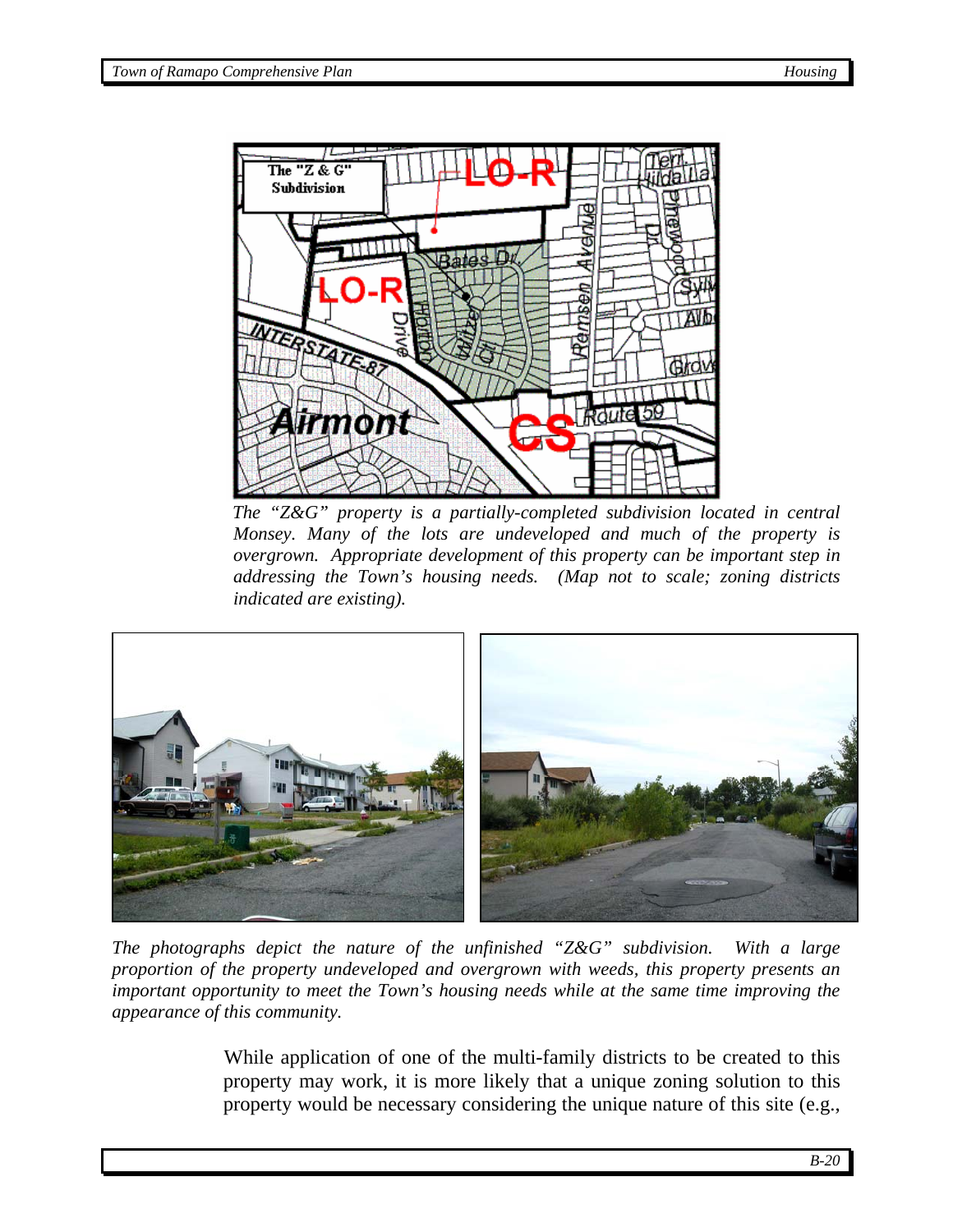*The "Z&G" property is a partially-completed subdivision located in central Monsey. Many of the lots are undeveloped and much of the property is overgrown. Appropriate development of this property can be important step in addressing the Town's housing needs. (Map not to scale; zoning districts indicated are existing).*

*The photographs depict the nature of the unfinished "Z&G" subdivision. With a large proportion of the property undeveloped and overgrown with weeds, this property presents an important opportunity to meet the Town's housing needs while at the same time improving the appearance of this community.*

While application of one of the multi-family districts to be created to this property may work, it is more likely that a unique zoning solution to this property would be necessary considering the unique nature of this site (e.g.,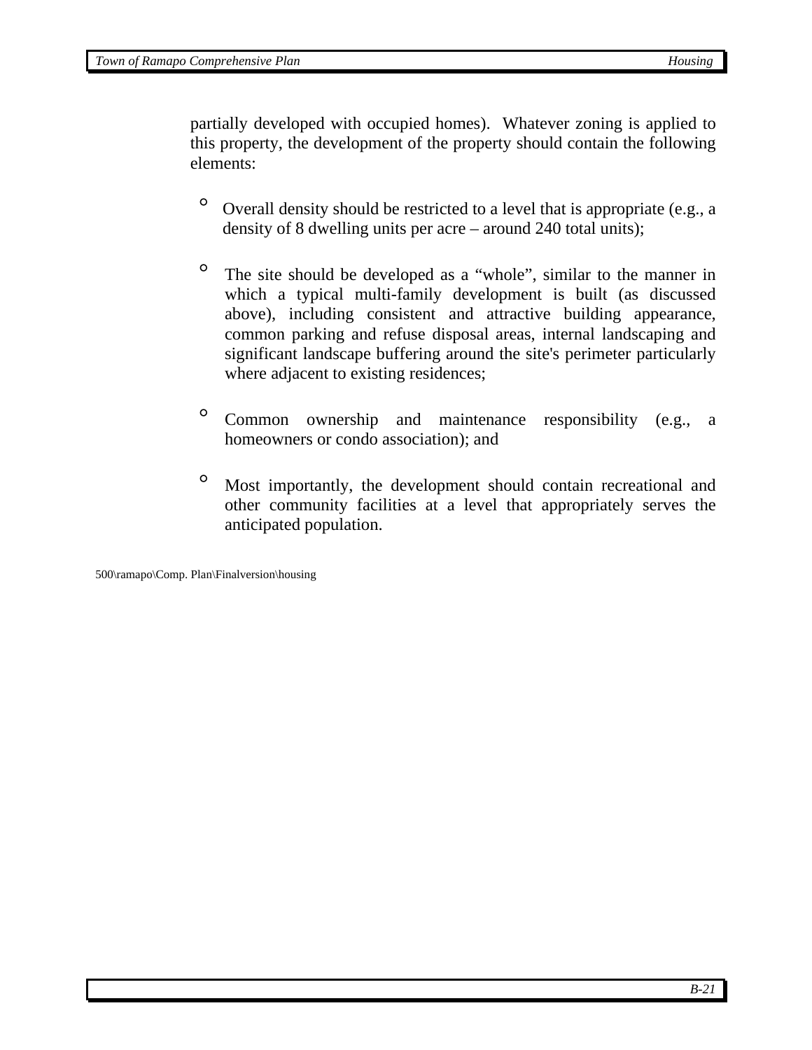partially developed with occupied homes). Whatever zoning is applied to this property, the development of the property should contain the following elements:

- Overall density should be restricted to a level that is appropriate (e.g., a density of 8 dwelling units per acre – around 240 total units);

- The site should be developed as a "whole", similar to the manner in which a typical multi-family development is built (as discussed above), including consistent and attractive building appearance, common parking and refuse disposal areas, internal landscaping and significant landscape buffering around the site's perimeter particularly where adjacent to existing residences;

- Common ownership and maintenance responsibility (e.g., a homeowners or condo association); and

- Most importantly, the development should contain recreational and other community facilities at a level that appropriately serves the anticipated population.

500\ramapo\Comp. Plan\Finalversion\housing